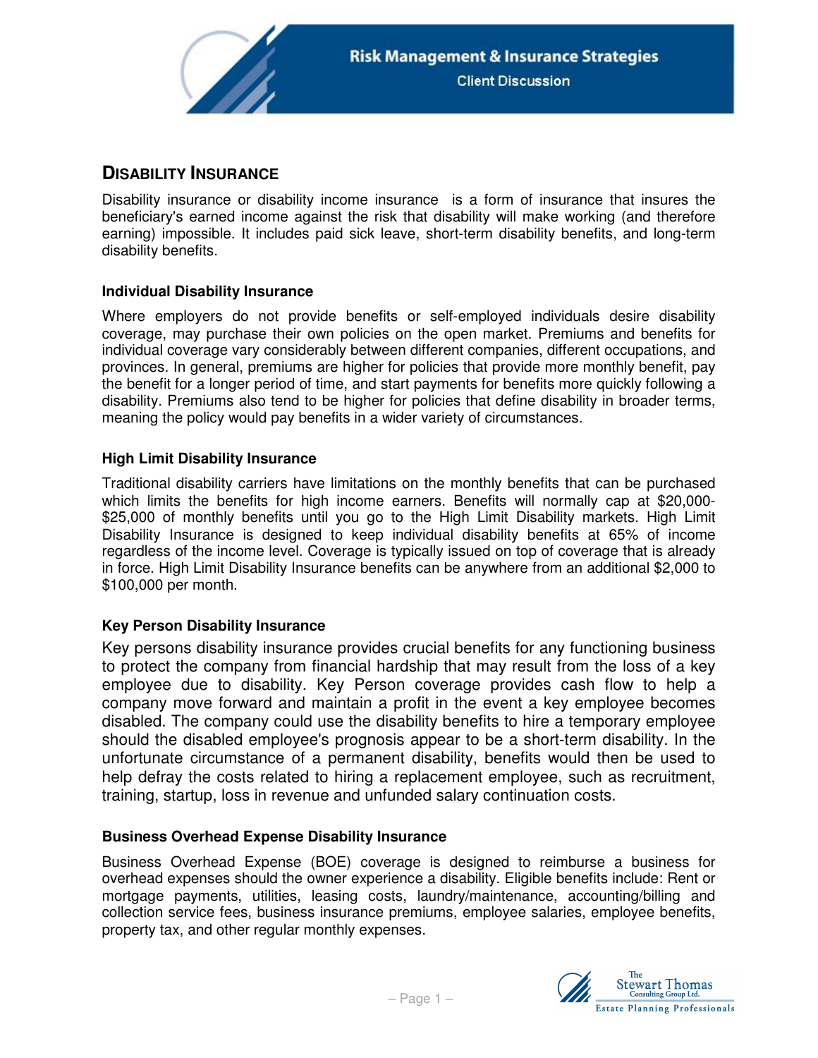## Disability Insurance

Disability insurance or disability income insurance is a form of insurance that insures the beneficiary's earned income against the risk that disability will make working (and therefore earning) impossible. It includes paid sick leave, short-term disability benefits, and long-term disability benefits.

### Individual Disability Insurance

Where employers do not provide benefits or self-employed individuals desire disability coverage, may purchase their own policies on the open market. Premiums and benefits for individual coverage vary considerably between different companies, different occupations, and provinces. In general, premiums are higher for policies that provide more monthly benefit, pay the benefit for a longer period of time, and start payments for benefits more quickly following a disability. Premiums also tend to be higher for policies that define disability in broader terms, meaning the policy would pay benefits in a wider variety of circumstances.

### High Limit Disability Insurance

Traditional disability carriers have limitations on the monthly benefits that can be purchased which limits the benefits for high income earners. Benefits will normally cap at $20,000-$25,000 of monthly benefits until you go to the High Limit Disability markets. High Limit Disability Insurance is designed to keep individual disability benefits at 65% of income regardless of the income level. Coverage is typically issued on top of coverage that is already in force. High Limit Disability Insurance benefits can be anywhere from an additional $2,000 to $100,000 per month.

### Key Person Disability Insurance

Key persons disability insurance provides crucial benefits for any functioning business to protect the company from financial hardship that may result from the loss of a key employee due to disability. Key Person coverage provides cash flow to help a company move forward and maintain a profit in the event a key employee becomes disabled. The company could use the disability benefits to hire a temporary employee should the disabled employee's prognosis appear to be a short-term disability. In the unfortunate circumstance of a permanent disability, benefits would then be used to help defray the costs related to hiring a replacement employee, such as recruitment, training, startup, loss in revenue and unfunded salary continuation costs.

### Business Overhead Expense Disability Insurance

Business Overhead Expense (BOE) coverage is designed to reimburse a business for overhead expenses should the owner experience a disability. Eligible benefits include: Rent or mortgage payments, utilities, leasing costs, laundry/maintenance, accounting/billing and collection service fees, business insurance premiums, employee salaries, employee benefits, property tax, and other regular monthly expenses.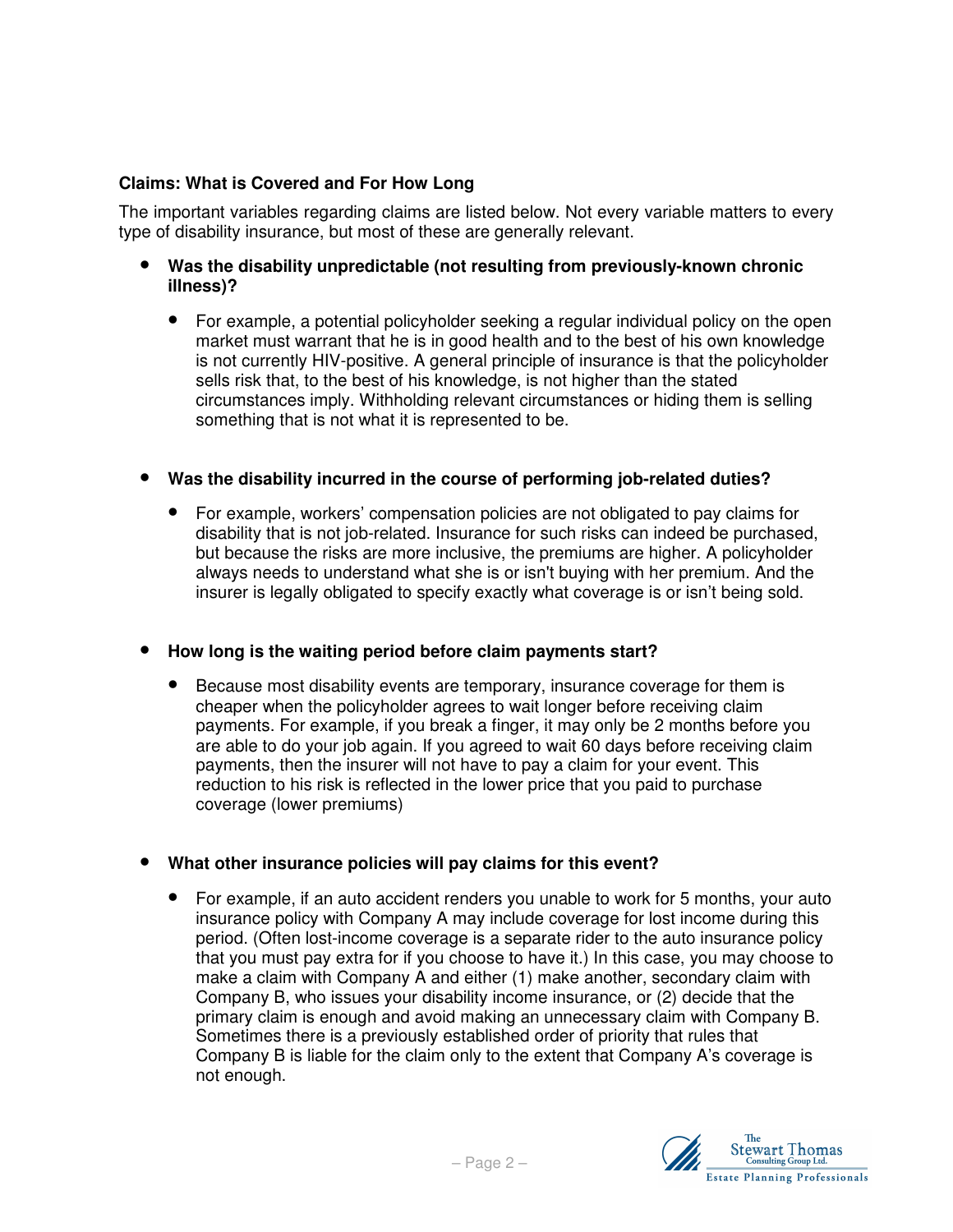### Claims: What is Covered and For How Long

The important variables regarding claims are listed below. Not every variable matters to every type of disability insurance, but most of these are generally relevant.

- **Was the disability unpredictable (not resulting from previously-known chronic illness)?**
  - For example, a potential policyholder seeking a regular individual policy on the open market must warrant that he is in good health and to the best of his own knowledge is not currently HIV-positive. A general principle of insurance is that the policyholder sells risk that, to the best of his knowledge, is not higher than the stated circumstances imply. Withholding relevant circumstances or hiding them is selling something that is not what it is represented to be.

- **Was the disability incurred in the course of performing job-related duties?**
  - For example, workers' compensation policies are not obligated to pay claims for disability that is not job-related. Insurance for such risks can indeed be purchased, but because the risks are more inclusive, the premiums are higher. A policyholder always needs to understand what she is or isn't buying with her premium. And the insurer is legally obligated to specify exactly what coverage is or isn't being sold.

- **How long is the waiting period before claim payments start?**
  - Because most disability events are temporary, insurance coverage for them is cheaper when the policyholder agrees to wait longer before receiving claim payments. For example, if you break a finger, it may only be 2 months before you are able to do your job again. If you agreed to wait 60 days before receiving claim payments, then the insurer will not have to pay a claim for your event. This reduction to his risk is reflected in the lower price that you paid to purchase coverage (lower premiums)

- **What other insurance policies will pay claims for this event?**
  - For example, if an auto accident renders you unable to work for 5 months, your auto insurance policy with Company A may include coverage for lost income during this period. (Often lost-income coverage is a separate rider to the auto insurance policy that you must pay extra for if you choose to have it.) In this case, you may choose to make a claim with Company A and either (1) make another, secondary claim with Company B, who issues your disability income insurance, or (2) decide that the primary claim is enough and avoid making an unnecessary claim with Company B. Sometimes there is a previously established order of priority that rules that Company B is liable for the claim only to the extent that Company A's coverage is not enough.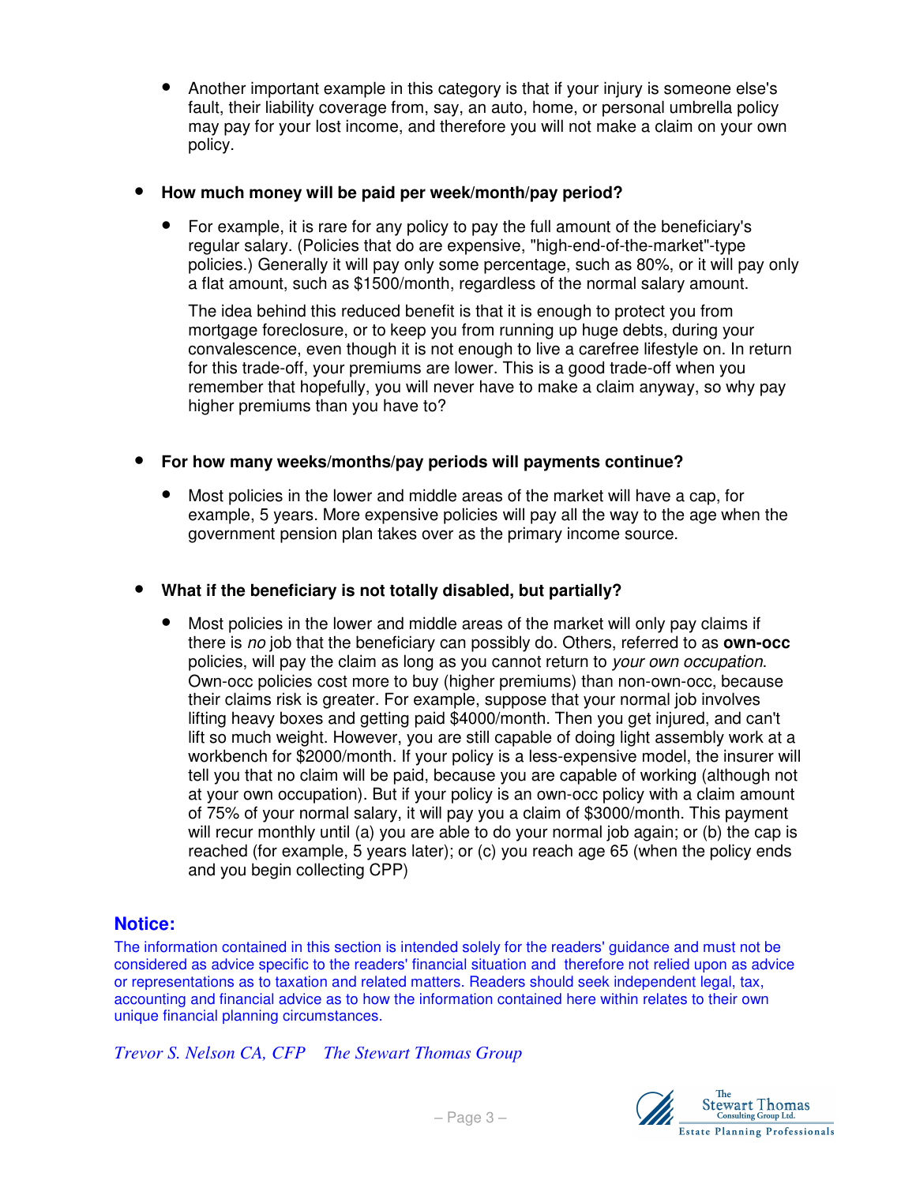- Another important example in this category is that if your injury is someone else's fault, their liability coverage from, say, an auto, home, or personal umbrella policy may pay for your lost income, and therefore you will not make a claim on your own policy.

- **How much money will be paid per week/month/pay period?**

  - For example, it is rare for any policy to pay the full amount of the beneficiary's regular salary. (Policies that do are expensive, "high-end-of-the-market"-type policies.) Generally it will pay only some percentage, such as 80%, or it will pay only a flat amount, such as $1500/month, regardless of the normal salary amount.

    The idea behind this reduced benefit is that it is enough to protect you from mortgage foreclosure, or to keep you from running up huge debts, during your convalescence, even though it is not enough to live a carefree lifestyle on. In return for this trade-off, your premiums are lower. This is a good trade-off when you remember that hopefully, you will never have to make a claim anyway, so why pay higher premiums than you have to?

- **For how many weeks/months/pay periods will payments continue?**

  - Most policies in the lower and middle areas of the market will have a cap, for example, 5 years. More expensive policies will pay all the way to the age when the government pension plan takes over as the primary income source.

- **What if the beneficiary is not totally disabled, but partially?**

  - Most policies in the lower and middle areas of the market will only pay claims if there is *no* job that the beneficiary can possibly do. Others, referred to as **own-occ** policies, will pay the claim as long as you cannot return to *your own occupation*. Own-occ policies cost more to buy (higher premiums) than non-own-occ, because their claims risk is greater. For example, suppose that your normal job involves lifting heavy boxes and getting paid $4000/month. Then you get injured, and can't lift so much weight. However, you are still capable of doing light assembly work at a workbench for $2000/month. If your policy is a less-expensive model, the insurer will tell you that no claim will be paid, because you are capable of working (although not at your own occupation). But if your policy is an own-occ policy with a claim amount of 75% of your normal salary, it will pay you a claim of $3000/month. This payment will recur monthly until (a) you are able to do your normal job again; or (b) the cap is reached (for example, 5 years later); or (c) you reach age 65 (when the policy ends and you begin collecting CPP)

## Notice:

The information contained in this section is intended solely for the readers' guidance and must not be considered as advice specific to the readers' financial situation and therefore not relied upon as advice or representations as to taxation and related matters. Readers should seek independent legal, tax, accounting and financial advice as to how the information contained here within relates to their own unique financial planning circumstances.

*Trevor S. Nelson CA, CFP The Stewart Thomas Group*